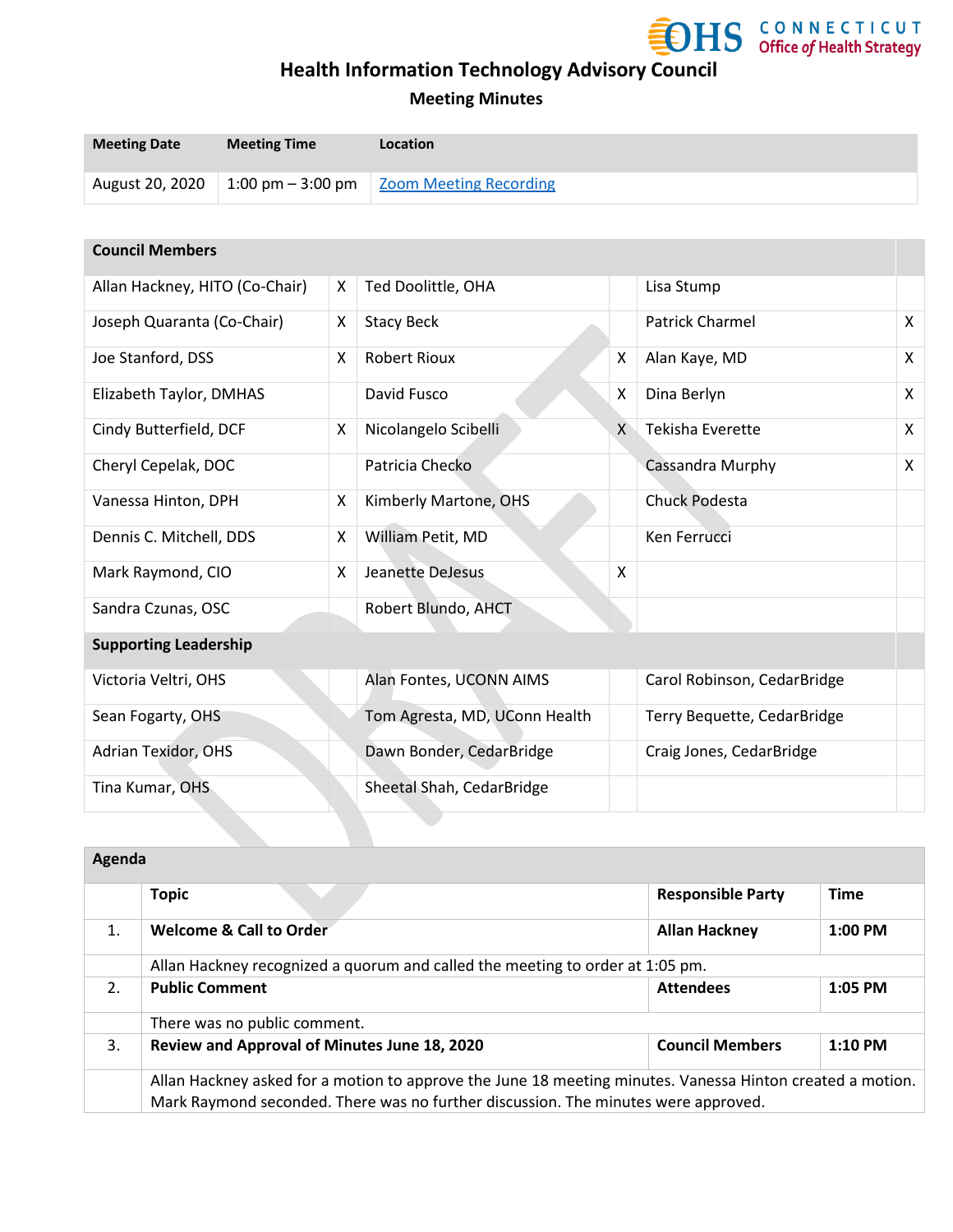# Health Information Technology Advisory Council

## Meeting Minutes

| Meeting Date | Meeting Time | Location |
|---|---|---|
| August 20, 2020 | 1:00 pm – 3:00 pm | Zoom Meeting Recording |

| Council Members | | | | | |
|---|---|---|---|---|---|
| Allan Hackney, HITO (Co-Chair) | X | Ted Doolittle, OHA | | Lisa Stump | |
| Joseph Quaranta (Co-Chair) | X | Stacy Beck | | Patrick Charmel | X |
| Joe Stanford, DSS | X | Robert Rioux | X | Alan Kaye, MD | X |
| Elizabeth Taylor, DMHAS | | David Fusco | X | Dina Berlyn | X |
| Cindy Butterfield, DCF | X | Nicolangelo Scibelli | X | Tekisha Everette | X |
| Cheryl Cepelak, DOC | | Patricia Checko | | Cassandra Murphy | X |
| Vanessa Hinton, DPH | X | Kimberly Martone, OHS | | Chuck Podesta | |
| Dennis C. Mitchell, DDS | X | William Petit, MD | | Ken Ferrucci | |
| Mark Raymond, CIO | X | Jeanette DeJesus | X | | |
| Sandra Czunas, OSC | | Robert Blundo, AHCT | | | |
| **Supporting Leadership** | | | | | |
| Victoria Veltri, OHS | | Alan Fontes, UCONN AIMS | | Carol Robinson, CedarBridge | |
| Sean Fogarty, OHS | | Tom Agresta, MD, UConn Health | | Terry Bequette, CedarBridge | |
| Adrian Texidor, OHS | | Dawn Bonder, CedarBridge | | Craig Jones, CedarBridge | |
| Tina Kumar, OHS | | Sheetal Shah, CedarBridge | | | |

| Agenda | | | |
|---|---|---|---|
| | **Topic** | **Responsible Party** | **Time** |
| 1. | **Welcome & Call to Order** | **Allan Hackney** | **1:00 PM** |
| | Allan Hackney recognized a quorum and called the meeting to order at 1:05 pm. | | |
| 2. | **Public Comment** | **Attendees** | **1:05 PM** |
| | There was no public comment. | | |
| 3. | **Review and Approval of Minutes June 18, 2020** | **Council Members** | **1:10 PM** |
| | Allan Hackney asked for a motion to approve the June 18 meeting minutes. Vanessa Hinton created a motion. Mark Raymond seconded. There was no further discussion. The minutes were approved. | | |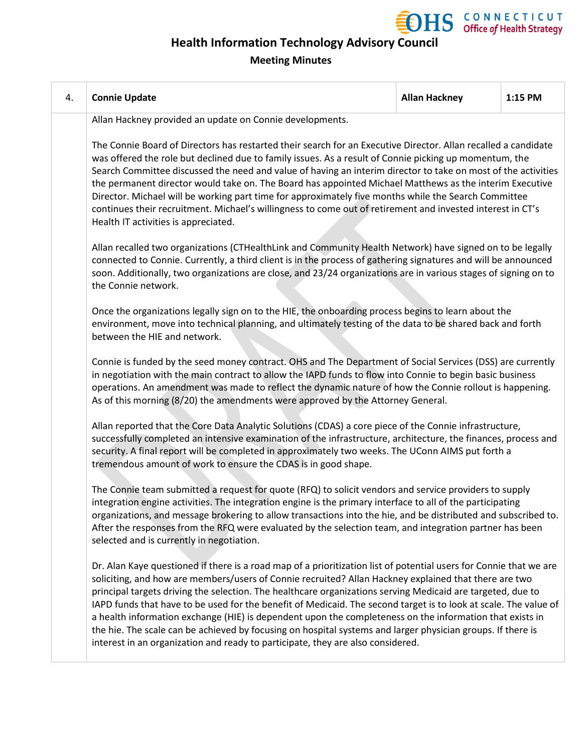| 4. | Connie Update | Allan Hackney | 1:15 PM |
|---|---|---|---|

Allan Hackney provided an update on Connie developments.

The Connie Board of Directors has restarted their search for an Executive Director. Allan recalled a candidate was offered the role but declined due to family issues. As a result of Connie picking up momentum, the Search Committee discussed the need and value of having an interim director to take on most of the activities the permanent director would take on. The Board has appointed Michael Matthews as the interim Executive Director. Michael will be working part time for approximately five months while the Search Committee continues their recruitment. Michael's willingness to come out of retirement and invested interest in CT's Health IT activities is appreciated.

Allan recalled two organizations (CTHealthLink and Community Health Network) have signed on to be legally connected to Connie. Currently, a third client is in the process of gathering signatures and will be announced soon. Additionally, two organizations are close, and 23/24 organizations are in various stages of signing on to the Connie network.

Once the organizations legally sign on to the HIE, the onboarding process begins to learn about the environment, move into technical planning, and ultimately testing of the data to be shared back and forth between the HIE and network.

Connie is funded by the seed money contract. OHS and The Department of Social Services (DSS) are currently in negotiation with the main contract to allow the IAPD funds to flow into Connie to begin basic business operations. An amendment was made to reflect the dynamic nature of how the Connie rollout is happening. As of this morning (8/20) the amendments were approved by the Attorney General.

Allan reported that the Core Data Analytic Solutions (CDAS) a core piece of the Connie infrastructure, successfully completed an intensive examination of the infrastructure, architecture, the finances, process and security. A final report will be completed in approximately two weeks. The UConn AIMS put forth a tremendous amount of work to ensure the CDAS is in good shape.

The Connie team submitted a request for quote (RFQ) to solicit vendors and service providers to supply integration engine activities. The integration engine is the primary interface to all of the participating organizations, and message brokering to allow transactions into the hie, and be distributed and subscribed to. After the responses from the RFQ were evaluated by the selection team, and integration partner has been selected and is currently in negotiation.

Dr. Alan Kaye questioned if there is a road map of a prioritization list of potential users for Connie that we are soliciting, and how are members/users of Connie recruited? Allan Hackney explained that there are two principal targets driving the selection. The healthcare organizations serving Medicaid are targeted, due to IAPD funds that have to be used for the benefit of Medicaid. The second target is to look at scale. The value of a health information exchange (HIE) is dependent upon the completeness on the information that exists in the hie. The scale can be achieved by focusing on hospital systems and larger physician groups. If there is interest in an organization and ready to participate, they are also considered.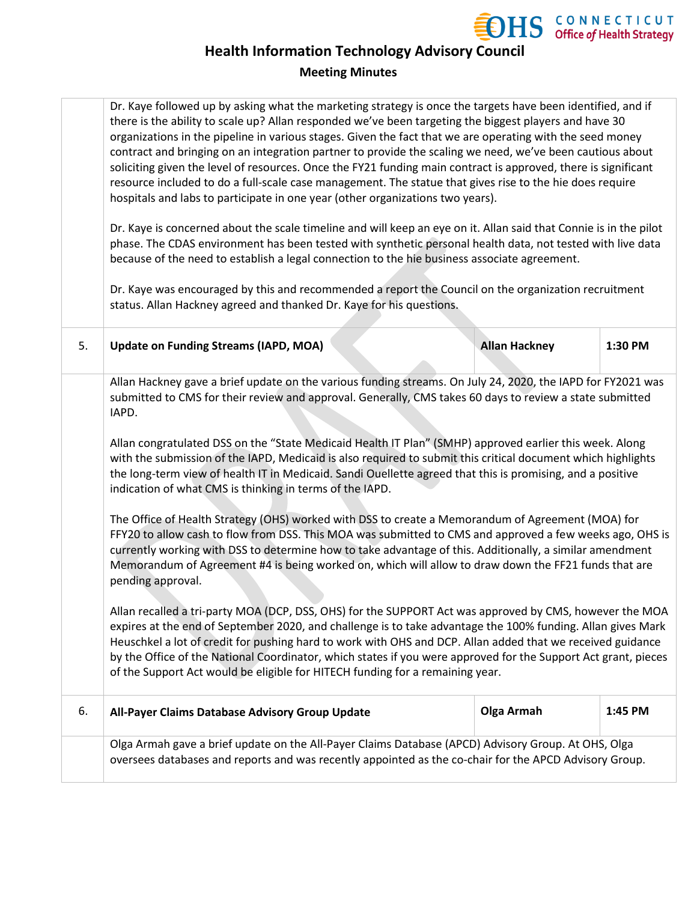Dr. Kaye followed up by asking what the marketing strategy is once the targets have been identified, and if there is the ability to scale up? Allan responded we've been targeting the biggest players and have 30 organizations in the pipeline in various stages. Given the fact that we are operating with the seed money contract and bringing on an integration partner to provide the scaling we need, we've been cautious about soliciting given the level of resources. Once the FY21 funding main contract is approved, there is significant resource included to do a full-scale case management. The statue that gives rise to the hie does require hospitals and labs to participate in one year (other organizations two years).

Dr. Kaye is concerned about the scale timeline and will keep an eye on it. Allan said that Connie is in the pilot phase. The CDAS environment has been tested with synthetic personal health data, not tested with live data because of the need to establish a legal connection to the hie business associate agreement.

Dr. Kaye was encouraged by this and recommended a report the Council on the organization recruitment status. Allan Hackney agreed and thanked Dr. Kaye for his questions.

| 5. | **Update on Funding Streams (IAPD, MOA)** | **Allan Hackney** | **1:30 PM** |
|---|---|---|---|

Allan Hackney gave a brief update on the various funding streams. On July 24, 2020, the IAPD for FY2021 was submitted to CMS for their review and approval. Generally, CMS takes 60 days to review a state submitted IAPD.

Allan congratulated DSS on the "State Medicaid Health IT Plan" (SMHP) approved earlier this week. Along with the submission of the IAPD, Medicaid is also required to submit this critical document which highlights the long-term view of health IT in Medicaid. Sandi Ouellette agreed that this is promising, and a positive indication of what CMS is thinking in terms of the IAPD.

The Office of Health Strategy (OHS) worked with DSS to create a Memorandum of Agreement (MOA) for FFY20 to allow cash to flow from DSS. This MOA was submitted to CMS and approved a few weeks ago, OHS is currently working with DSS to determine how to take advantage of this. Additionally, a similar amendment Memorandum of Agreement #4 is being worked on, which will allow to draw down the FF21 funds that are pending approval.

Allan recalled a tri-party MOA (DCP, DSS, OHS) for the SUPPORT Act was approved by CMS, however the MOA expires at the end of September 2020, and challenge is to take advantage the 100% funding. Allan gives Mark Heuschkel a lot of credit for pushing hard to work with OHS and DCP. Allan added that we received guidance by the Office of the National Coordinator, which states if you were approved for the Support Act grant, pieces of the Support Act would be eligible for HITECH funding for a remaining year.

| 6. | **All-Payer Claims Database Advisory Group Update** | **Olga Armah** | **1:45 PM** |
|---|---|---|---|

Olga Armah gave a brief update on the All-Payer Claims Database (APCD) Advisory Group. At OHS, Olga oversees databases and reports and was recently appointed as the co-chair for the APCD Advisory Group.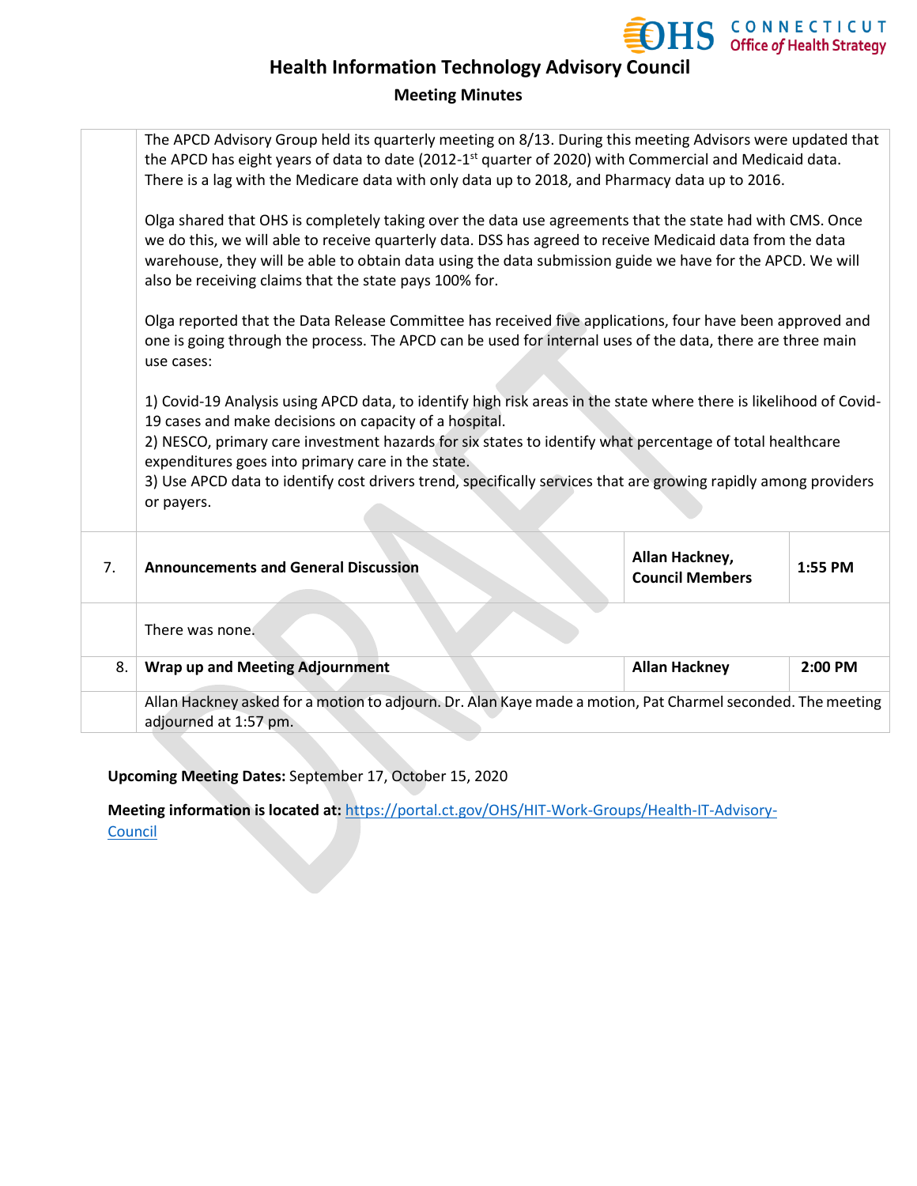# Health Information Technology Advisory Council

## Meeting Minutes

| | | | |
|---|---|---|---|
| | The APCD Advisory Group held its quarterly meeting on 8/13. During this meeting Advisors were updated that the APCD has eight years of data to date (2012-1st quarter of 2020) with Commercial and Medicaid data. There is a lag with the Medicare data with only data up to 2018, and Pharmacy data up to 2016.<br><br>Olga shared that OHS is completely taking over the data use agreements that the state had with CMS. Once we do this, we will able to receive quarterly data. DSS has agreed to receive Medicaid data from the data warehouse, they will be able to obtain data using the data submission guide we have for the APCD. We will also be receiving claims that the state pays 100% for.<br><br>Olga reported that the Data Release Committee has received five applications, four have been approved and one is going through the process. The APCD can be used for internal uses of the data, there are three main use cases:<br><br>1) Covid-19 Analysis using APCD data, to identify high risk areas in the state where there is likelihood of Covid-19 cases and make decisions on capacity of a hospital.<br>2) NESCO, primary care investment hazards for six states to identify what percentage of total healthcare expenditures goes into primary care in the state.<br>3) Use APCD data to identify cost drivers trend, specifically services that are growing rapidly among providers or payers. | | |
| 7. | **Announcements and General Discussion** | **Allan Hackney, Council Members** | **1:55 PM** |
| | There was none. | | |
| 8. | **Wrap up and Meeting Adjournment** | **Allan Hackney** | **2:00 PM** |
| | Allan Hackney asked for a motion to adjourn. Dr. Alan Kaye made a motion, Pat Charmel seconded. The meeting adjourned at 1:57 pm. | | |

**Upcoming Meeting Dates:** September 17, October 15, 2020

**Meeting information is located at:** https://portal.ct.gov/OHS/HIT-Work-Groups/Health-IT-Advisory-Council